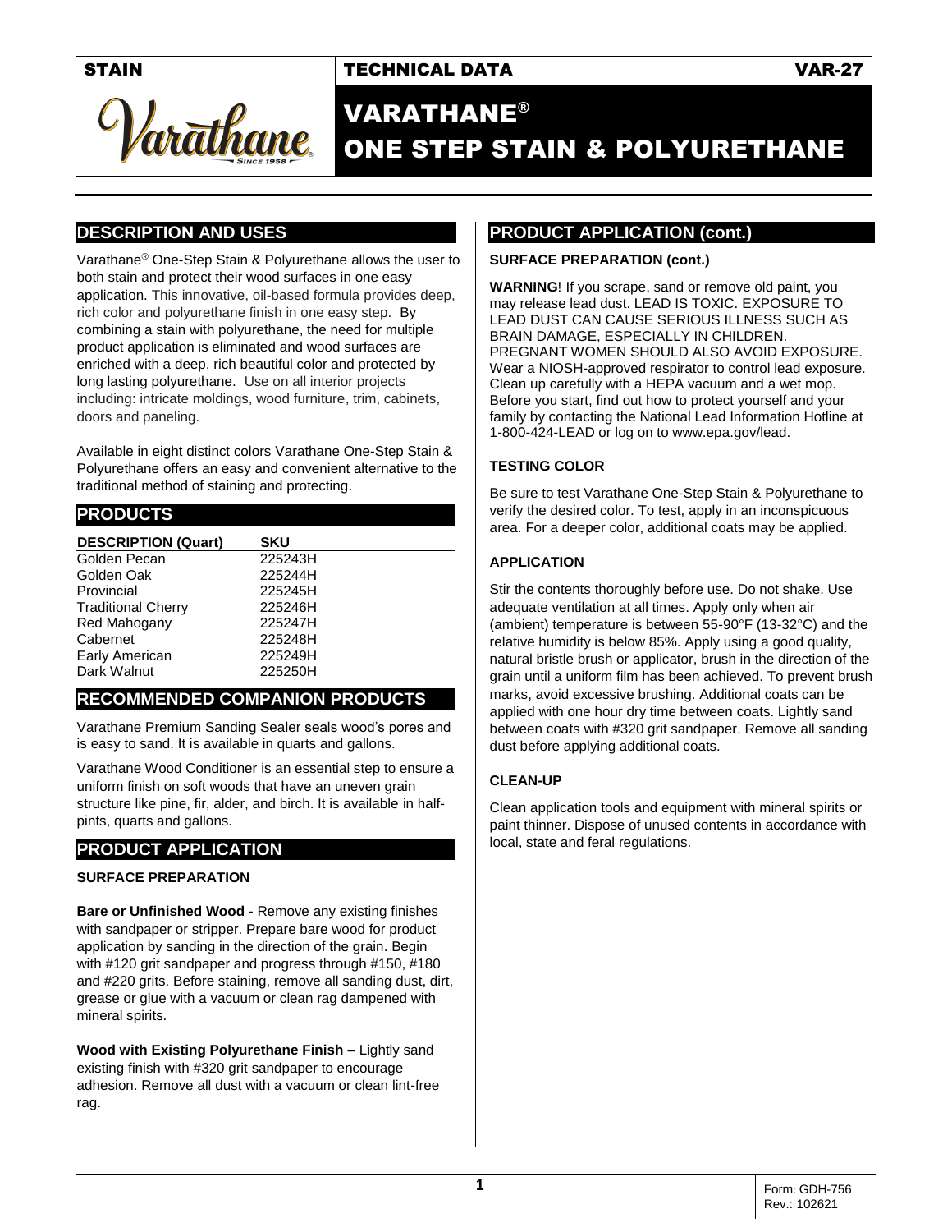STAIN | TECHNICAL DATA | VAR-27

# VARATHANE® ONE STEP STAIN & POLYURETHANE

## DESCRIPTION AND USES

Varathane® One-Step Stain & Polyurethane allows the user to both stain and protect their wood surfaces in one easy application. This innovative, oil-based formula provides deep, rich color and polyurethane finish in one easy step. By combining a stain with polyurethane, the need for multiple product application is eliminated and wood surfaces are enriched with a deep, rich beautiful color and protected by long lasting polyurethane. Use on all interior projects including: intricate moldings, wood furniture, trim, cabinets, doors and paneling.

Available in eight distinct colors Varathane One-Step Stain & Polyurethane offers an easy and convenient alternative to the traditional method of staining and protecting.

## PRODUCTS

| DESCRIPTION (Quart) | SKU |
|---|---|
| Golden Pecan | 225243H |
| Golden Oak | 225244H |
| Provincial | 225245H |
| Traditional Cherry | 225246H |
| Red Mahogany | 225247H |
| Cabernet | 225248H |
| Early American | 225249H |
| Dark Walnut | 225250H |

## RECOMMENDED COMPANION PRODUCTS

Varathane Premium Sanding Sealer seals wood's pores and is easy to sand. It is available in quarts and gallons.

Varathane Wood Conditioner is an essential step to ensure a uniform finish on soft woods that have an uneven grain structure like pine, fir, alder, and birch. It is available in half-pints, quarts and gallons.

## PRODUCT APPLICATION

### SURFACE PREPARATION

**Bare or Unfinished Wood** - Remove any existing finishes with sandpaper or stripper. Prepare bare wood for product application by sanding in the direction of the grain. Begin with #120 grit sandpaper and progress through #150, #180 and #220 grits. Before staining, remove all sanding dust, dirt, grease or glue with a vacuum or clean rag dampened with mineral spirits.

**Wood with Existing Polyurethane Finish** – Lightly sand existing finish with #320 grit sandpaper to encourage adhesion. Remove all dust with a vacuum or clean lint-free rag.

## PRODUCT APPLICATION (cont.)

### SURFACE PREPARATION (cont.)

**WARNING**! If you scrape, sand or remove old paint, you may release lead dust. LEAD IS TOXIC. EXPOSURE TO LEAD DUST CAN CAUSE SERIOUS ILLNESS SUCH AS BRAIN DAMAGE, ESPECIALLY IN CHILDREN. PREGNANT WOMEN SHOULD ALSO AVOID EXPOSURE. Wear a NIOSH-approved respirator to control lead exposure. Clean up carefully with a HEPA vacuum and a wet mop. Before you start, find out how to protect yourself and your family by contacting the National Lead Information Hotline at 1-800-424-LEAD or log on to www.epa.gov/lead.

### TESTING COLOR

Be sure to test Varathane One-Step Stain & Polyurethane to verify the desired color. To test, apply in an inconspicuous area. For a deeper color, additional coats may be applied.

### APPLICATION

Stir the contents thoroughly before use. Do not shake. Use adequate ventilation at all times. Apply only when air (ambient) temperature is between 55-90°F (13-32°C) and the relative humidity is below 85%. Apply using a good quality, natural bristle brush or applicator, brush in the direction of the grain until a uniform film has been achieved. To prevent brush marks, avoid excessive brushing. Additional coats can be applied with one hour dry time between coats. Lightly sand between coats with #320 grit sandpaper. Remove all sanding dust before applying additional coats.

### CLEAN-UP

Clean application tools and equipment with mineral spirits or paint thinner. Dispose of unused contents in accordance with local, state and feral regulations.

Form: GDH-756
Rev.: 102621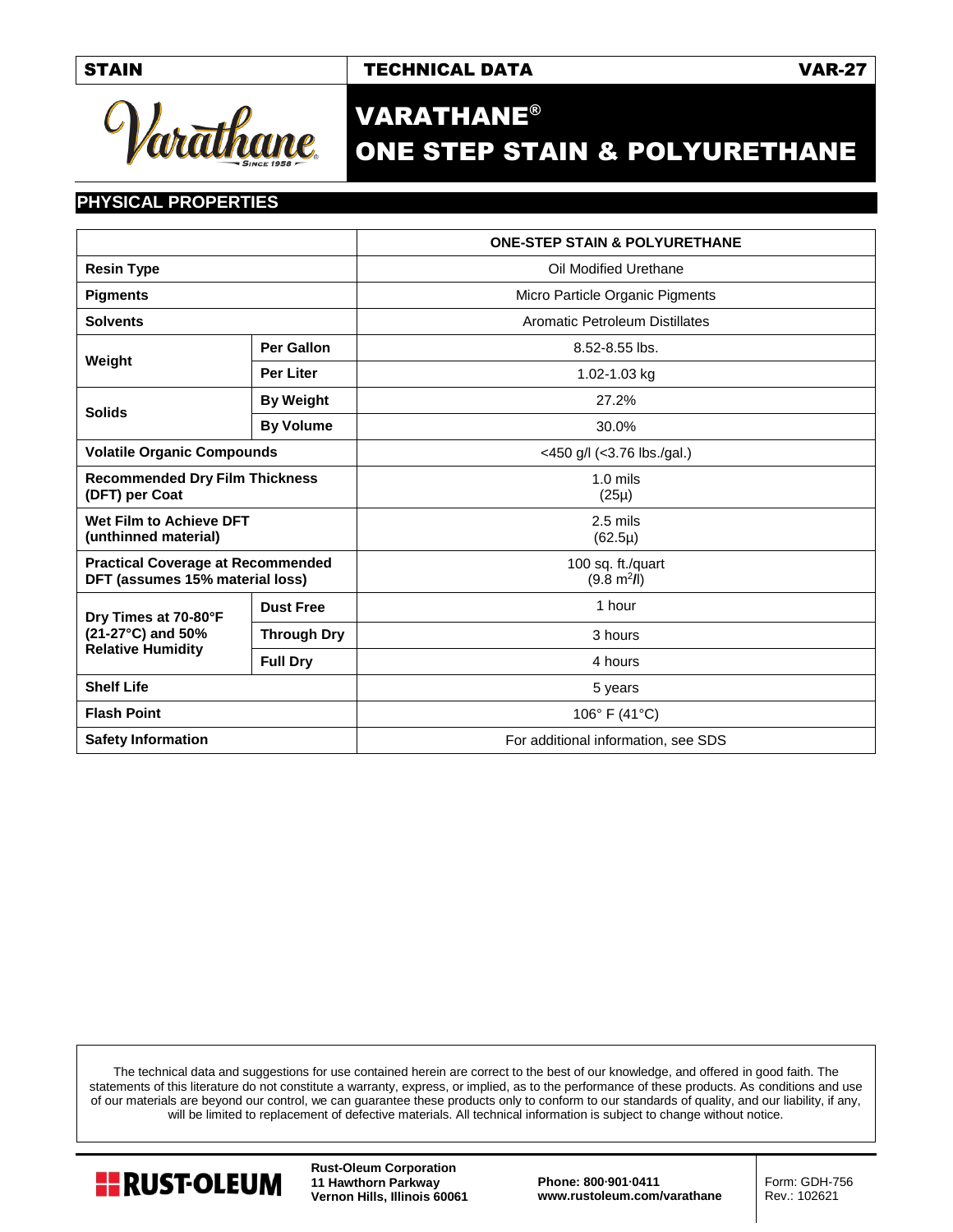STAIN | TECHNICAL DATA | VAR-27

# VARATHANE® ONE STEP STAIN & POLYURETHANE

## PHYSICAL PROPERTIES

| | | ONE-STEP STAIN & POLYURETHANE |
|---|---|---|
| **Resin Type** | | Oil Modified Urethane |
| **Pigments** | | Micro Particle Organic Pigments |
| **Solvents** | | Aromatic Petroleum Distillates |
| **Weight** | **Per Gallon** | 8.52-8.55 lbs. |
| | **Per Liter** | 1.02-1.03 kg |
| **Solids** | **By Weight** | 27.2% |
| | **By Volume** | 30.0% |
| **Volatile Organic Compounds** | | <450 g/l (<3.76 lbs./gal.) |
| **Recommended Dry Film Thickness (DFT) per Coat** | | 1.0 mils (25µ) |
| **Wet Film to Achieve DFT (unthinned material)** | | 2.5 mils (62.5µ) |
| **Practical Coverage at Recommended DFT (assumes 15% material loss)** | | 100 sq. ft./quart ($9.8\ m^2/l$) |
| **Dry Times at 70-80°F (21-27°C) and 50% Relative Humidity** | **Dust Free** | 1 hour |
| | **Through Dry** | 3 hours |
| | **Full Dry** | 4 hours |
| **Shelf Life** | | 5 years |
| **Flash Point** | | 106° F (41°C) |
| **Safety Information** | | For additional information, see SDS |

The technical data and suggestions for use contained herein are correct to the best of our knowledge, and offered in good faith. The statements of this literature do not constitute a warranty, express, or implied, as to the performance of these products. As conditions and use of our materials are beyond our control, we can guarantee these products only to conform to our standards of quality, and our liability, if any, will be limited to replacement of defective materials. All technical information is subject to change without notice.

RUST-OLEUM

**Rust-Oleum Corporation**
**11 Hawthorn Parkway**
**Vernon Hills, Illinois 60061**

**Phone: 800·901·0411**
**www.rustoleum.com/varathane**

Form: GDH-756
Rev.: 102621